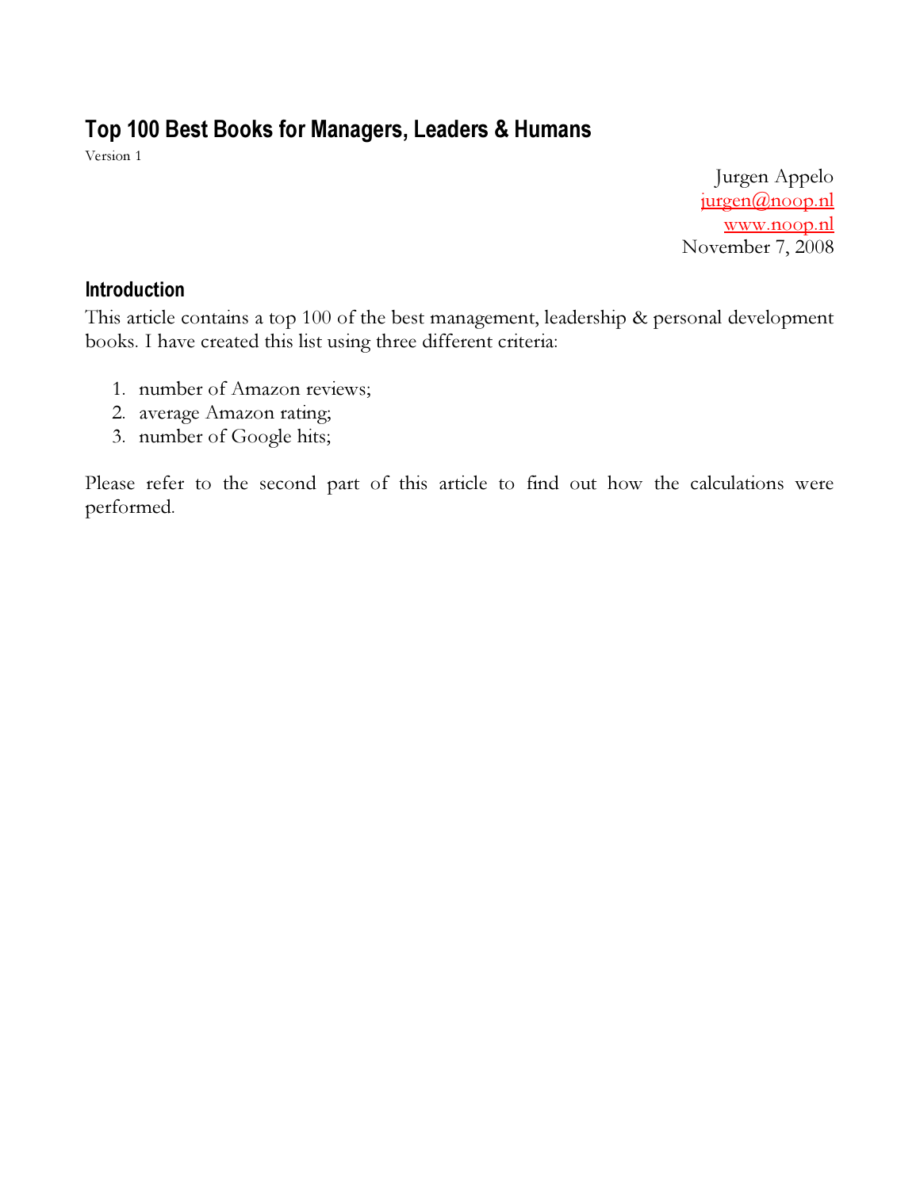# Top 100 Best Books for Managers, Leaders & Humans

Version 1

Jurgen Appelo
jurgen@noop.nl
www.noop.nl
November 7, 2008

## Introduction

This article contains a top 100 of the best management, leadership & personal development books. I have created this list using three different criteria:

1. number of Amazon reviews;
2. average Amazon rating;
3. number of Google hits;

Please refer to the second part of this article to find out how the calculations were performed.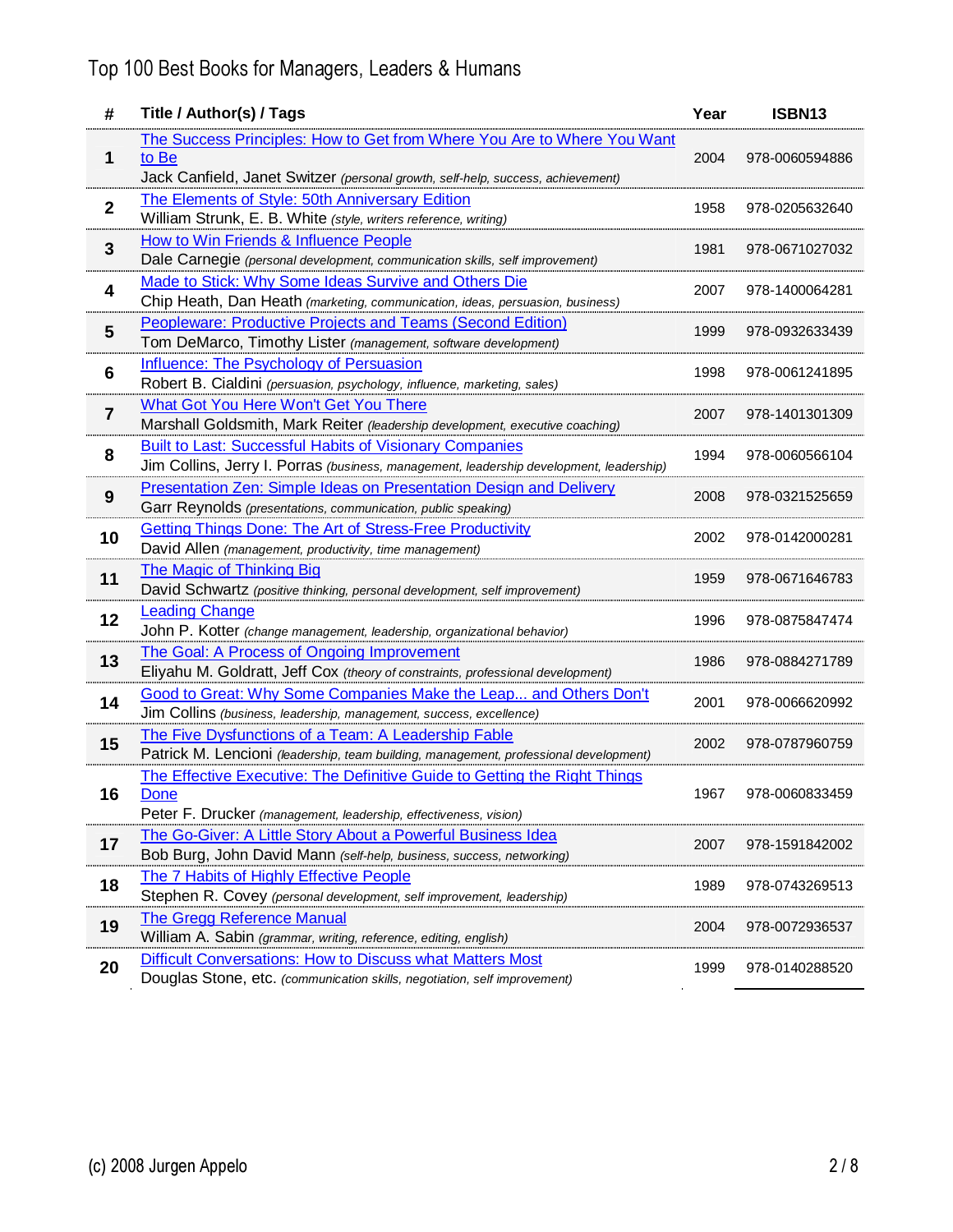# Top 100 Best Books for Managers, Leaders & Humans

| # | Title / Author(s) / Tags | Year | ISBN13 |
|---|---|---|---|
| 1 | The Success Principles: How to Get from Where You Are to Where You Want to Be<br>Jack Canfield, Janet Switzer *(personal growth, self-help, success, achievement)* | 2004 | 978-0060594886 |
| 2 | The Elements of Style: 50th Anniversary Edition<br>William Strunk, E. B. White *(style, writers reference, writing)* | 1958 | 978-0205632640 |
| 3 | How to Win Friends & Influence People<br>Dale Carnegie *(personal development, communication skills, self improvement)* | 1981 | 978-0671027032 |
| 4 | Made to Stick: Why Some Ideas Survive and Others Die<br>Chip Heath, Dan Heath *(marketing, communication, ideas, persuasion, business)* | 2007 | 978-1400064281 |
| 5 | Peopleware: Productive Projects and Teams (Second Edition)<br>Tom DeMarco, Timothy Lister *(management, software development)* | 1999 | 978-0932633439 |
| 6 | Influence: The Psychology of Persuasion<br>Robert B. Cialdini *(persuasion, psychology, influence, marketing, sales)* | 1998 | 978-0061241895 |
| 7 | What Got You Here Won't Get You There<br>Marshall Goldsmith, Mark Reiter *(leadership development, executive coaching)* | 2007 | 978-1401301309 |
| 8 | Built to Last: Successful Habits of Visionary Companies<br>Jim Collins, Jerry I. Porras *(business, management, leadership development, leadership)* | 1994 | 978-0060566104 |
| 9 | Presentation Zen: Simple Ideas on Presentation Design and Delivery<br>Garr Reynolds *(presentations, communication, public speaking)* | 2008 | 978-0321525659 |
| 10 | Getting Things Done: The Art of Stress-Free Productivity<br>David Allen *(management, productivity, time management)* | 2002 | 978-0142000281 |
| 11 | The Magic of Thinking Big<br>David Schwartz *(positive thinking, personal development, self improvement)* | 1959 | 978-0671646783 |
| 12 | Leading Change<br>John P. Kotter *(change management, leadership, organizational behavior)* | 1996 | 978-0875847474 |
| 13 | The Goal: A Process of Ongoing Improvement<br>Eliyahu M. Goldratt, Jeff Cox *(theory of constraints, professional development)* | 1986 | 978-0884271789 |
| 14 | Good to Great: Why Some Companies Make the Leap... and Others Don't<br>Jim Collins *(business, leadership, management, success, excellence)* | 2001 | 978-0066620992 |
| 15 | The Five Dysfunctions of a Team: A Leadership Fable<br>Patrick M. Lencioni *(leadership, team building, management, professional development)* | 2002 | 978-0787960759 |
| 16 | The Effective Executive: The Definitive Guide to Getting the Right Things Done<br>Peter F. Drucker *(management, leadership, effectiveness, vision)* | 1967 | 978-0060833459 |
| 17 | The Go-Giver: A Little Story About a Powerful Business Idea<br>Bob Burg, John David Mann *(self-help, business, success, networking)* | 2007 | 978-1591842002 |
| 18 | The 7 Habits of Highly Effective People<br>Stephen R. Covey *(personal development, self improvement, leadership)* | 1989 | 978-0743269513 |
| 19 | The Gregg Reference Manual<br>William A. Sabin *(grammar, writing, reference, editing, english)* | 2004 | 978-0072936537 |
| 20 | Difficult Conversations: How to Discuss what Matters Most<br>Douglas Stone, etc. *(communication skills, negotiation, self improvement)* | 1999 | 978-0140288520 |

(c) 2008 Jurgen Appelo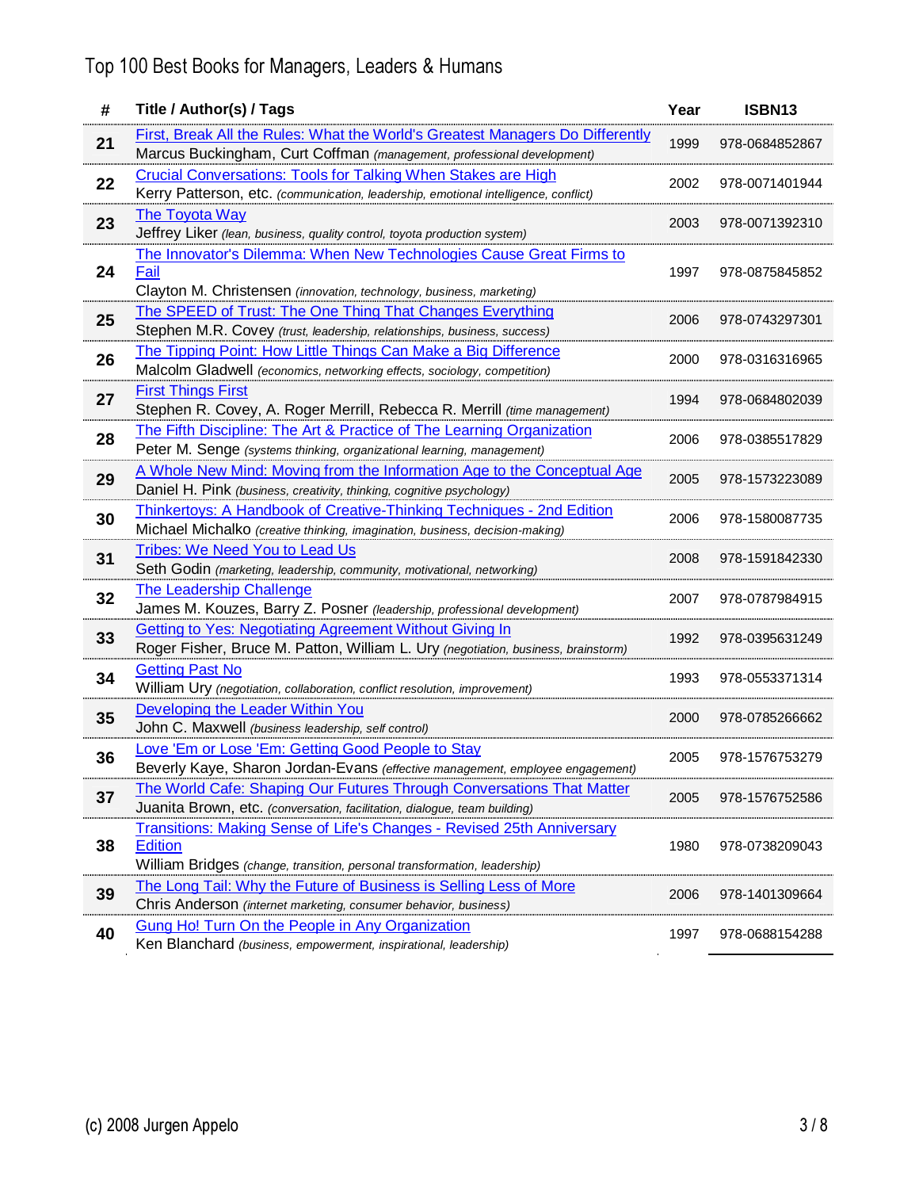# Top 100 Best Books for Managers, Leaders & Humans

| # | Title / Author(s) / Tags | Year | ISBN13 |
|---|---|---|---|
| 21 | First, Break All the Rules: What the World's Greatest Managers Do Differently<br>Marcus Buckingham, Curt Coffman *(management, professional development)* | 1999 | 978-0684852867 |
| 22 | Crucial Conversations: Tools for Talking When Stakes are High<br>Kerry Patterson, etc. *(communication, leadership, emotional intelligence, conflict)* | 2002 | 978-0071401944 |
| 23 | The Toyota Way<br>Jeffrey Liker *(lean, business, quality control, toyota production system)* | 2003 | 978-0071392310 |
| 24 | The Innovator's Dilemma: When New Technologies Cause Great Firms to Fail<br>Clayton M. Christensen *(innovation, technology, business, marketing)* | 1997 | 978-0875845852 |
| 25 | The SPEED of Trust: The One Thing That Changes Everything<br>Stephen M.R. Covey *(trust, leadership, relationships, business, success)* | 2006 | 978-0743297301 |
| 26 | The Tipping Point: How Little Things Can Make a Big Difference<br>Malcolm Gladwell *(economics, networking effects, sociology, competition)* | 2000 | 978-0316316965 |
| 27 | First Things First<br>Stephen R. Covey, A. Roger Merrill, Rebecca R. Merrill *(time management)* | 1994 | 978-0684802039 |
| 28 | The Fifth Discipline: The Art & Practice of The Learning Organization<br>Peter M. Senge *(systems thinking, organizational learning, management)* | 2006 | 978-0385517829 |
| 29 | A Whole New Mind: Moving from the Information Age to the Conceptual Age<br>Daniel H. Pink *(business, creativity, thinking, cognitive psychology)* | 2005 | 978-1573223089 |
| 30 | Thinkertoys: A Handbook of Creative-Thinking Techniques - 2nd Edition<br>Michael Michalko *(creative thinking, imagination, business, decision-making)* | 2006 | 978-1580087735 |
| 31 | Tribes: We Need You to Lead Us<br>Seth Godin *(marketing, leadership, community, motivational, networking)* | 2008 | 978-1591842330 |
| 32 | The Leadership Challenge<br>James M. Kouzes, Barry Z. Posner *(leadership, professional development)* | 2007 | 978-0787984915 |
| 33 | Getting to Yes: Negotiating Agreement Without Giving In<br>Roger Fisher, Bruce M. Patton, William L. Ury *(negotiation, business, brainstorm)* | 1992 | 978-0395631249 |
| 34 | Getting Past No<br>William Ury *(negotiation, collaboration, conflict resolution, improvement)* | 1993 | 978-0553371314 |
| 35 | Developing the Leader Within You<br>John C. Maxwell *(business leadership, self control)* | 2000 | 978-0785266662 |
| 36 | Love 'Em or Lose 'Em: Getting Good People to Stay<br>Beverly Kaye, Sharon Jordan-Evans *(effective management, employee engagement)* | 2005 | 978-1576753279 |
| 37 | The World Cafe: Shaping Our Futures Through Conversations That Matter<br>Juanita Brown, etc. *(conversation, facilitation, dialogue, team building)* | 2005 | 978-1576752586 |
| 38 | Transitions: Making Sense of Life's Changes - Revised 25th Anniversary Edition<br>William Bridges *(change, transition, personal transformation, leadership)* | 1980 | 978-0738209043 |
| 39 | The Long Tail: Why the Future of Business is Selling Less of More<br>Chris Anderson *(internet marketing, consumer behavior, business)* | 2006 | 978-1401309664 |
| 40 | Gung Ho! Turn On the People in Any Organization<br>Ken Blanchard *(business, empowerment, inspirational, leadership)* | 1997 | 978-0688154288 |

(c) 2008 Jurgen Appelo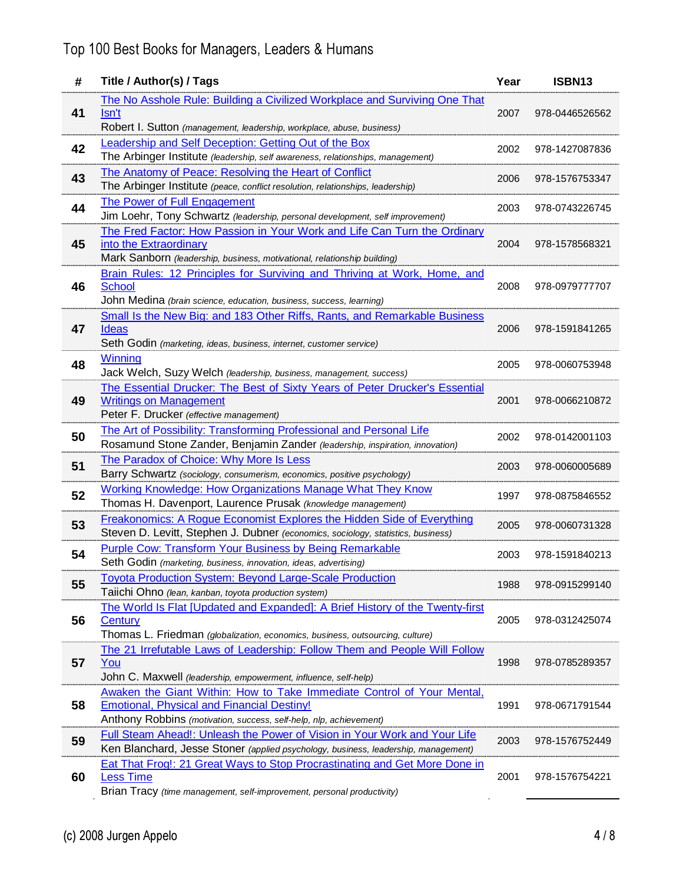| # | Title / Author(s) / Tags | Year | ISBN13 |
|---|---|---|---|
| 41 | The No Asshole Rule: Building a Civilized Workplace and Surviving One That Isn't<br>Robert I. Sutton *(management, leadership, workplace, abuse, business)* | 2007 | 978-0446526562 |
| 42 | Leadership and Self Deception: Getting Out of the Box<br>The Arbinger Institute *(leadership, self awareness, relationships, management)* | 2002 | 978-1427087836 |
| 43 | The Anatomy of Peace: Resolving the Heart of Conflict<br>The Arbinger Institute *(peace, conflict resolution, relationships, leadership)* | 2006 | 978-1576753347 |
| 44 | The Power of Full Engagement<br>Jim Loehr, Tony Schwartz *(leadership, personal development, self improvement)* | 2003 | 978-0743226745 |
| 45 | The Fred Factor: How Passion in Your Work and Life Can Turn the Ordinary into the Extraordinary<br>Mark Sanborn *(leadership, business, motivational, relationship building)* | 2004 | 978-1578568321 |
| 46 | Brain Rules: 12 Principles for Surviving and Thriving at Work, Home, and School<br>John Medina *(brain science, education, business, success, learning)* | 2008 | 978-0979777707 |
| 47 | Small Is the New Big: and 183 Other Riffs, Rants, and Remarkable Business Ideas<br>Seth Godin *(marketing, ideas, business, internet, customer service)* | 2006 | 978-1591841265 |
| 48 | Winning<br>Jack Welch, Suzy Welch *(leadership, business, management, success)* | 2005 | 978-0060753948 |
| 49 | The Essential Drucker: The Best of Sixty Years of Peter Drucker's Essential Writings on Management<br>Peter F. Drucker *(effective management)* | 2001 | 978-0066210872 |
| 50 | The Art of Possibility: Transforming Professional and Personal Life<br>Rosamund Stone Zander, Benjamin Zander *(leadership, inspiration, innovation)* | 2002 | 978-0142001103 |
| 51 | The Paradox of Choice: Why More Is Less<br>Barry Schwartz *(sociology, consumerism, economics, positive psychology)* | 2003 | 978-0060005689 |
| 52 | Working Knowledge: How Organizations Manage What They Know<br>Thomas H. Davenport, Laurence Prusak *(knowledge management)* | 1997 | 978-0875846552 |
| 53 | Freakonomics: A Rogue Economist Explores the Hidden Side of Everything<br>Steven D. Levitt, Stephen J. Dubner *(economics, sociology, statistics, business)* | 2005 | 978-0060731328 |
| 54 | Purple Cow: Transform Your Business by Being Remarkable<br>Seth Godin *(marketing, business, innovation, ideas, advertising)* | 2003 | 978-1591840213 |
| 55 | Toyota Production System: Beyond Large-Scale Production<br>Taiichi Ohno *(lean, kanban, toyota production system)* | 1988 | 978-0915299140 |
| 56 | The World Is Flat [Updated and Expanded]: A Brief History of the Twenty-first Century<br>Thomas L. Friedman *(globalization, economics, business, outsourcing, culture)* | 2005 | 978-0312425074 |
| 57 | The 21 Irrefutable Laws of Leadership: Follow Them and People Will Follow You<br>John C. Maxwell *(leadership, empowerment, influence, self-help)* | 1998 | 978-0785289357 |
| 58 | Awaken the Giant Within: How to Take Immediate Control of Your Mental, Emotional, Physical and Financial Destiny!<br>Anthony Robbins *(motivation, success, self-help, nlp, achievement)* | 1991 | 978-0671791544 |
| 59 | Full Steam Ahead!: Unleash the Power of Vision in Your Work and Your Life<br>Ken Blanchard, Jesse Stoner *(applied psychology, business, leadership, management)* | 2003 | 978-1576752449 |
| 60 | Eat That Frog!: 21 Great Ways to Stop Procrastinating and Get More Done in Less Time<br>Brian Tracy *(time management, self-improvement, personal productivity)* | 2001 | 978-1576754221 |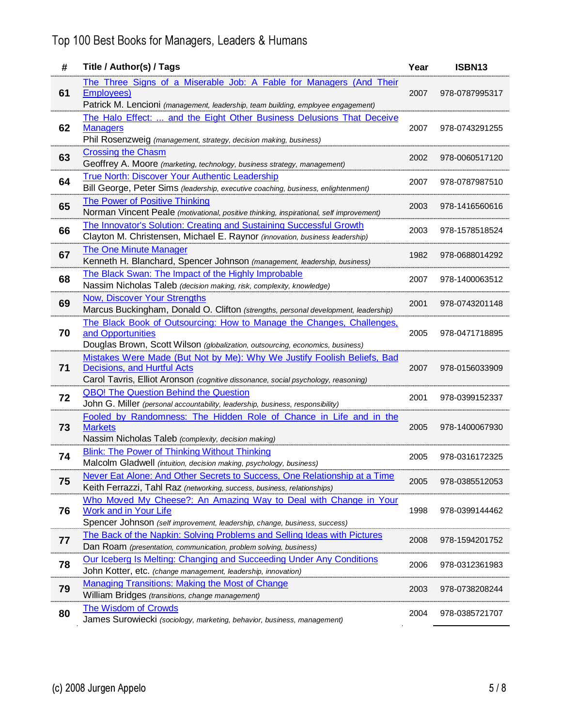# Top 100 Best Books for Managers, Leaders & Humans

| # | Title / Author(s) / Tags | Year | ISBN13 |
|---|---|---|---|
| 61 | The Three Signs of a Miserable Job: A Fable for Managers (And Their Employees)<br>Patrick M. Lencioni *(management, leadership, team building, employee engagement)* | 2007 | 978-0787995317 |
| 62 | The Halo Effect: ... and the Eight Other Business Delusions That Deceive Managers<br>Phil Rosenzweig *(management, strategy, decision making, business)* | 2007 | 978-0743291255 |
| 63 | Crossing the Chasm<br>Geoffrey A. Moore *(marketing, technology, business strategy, management)* | 2002 | 978-0060517120 |
| 64 | True North: Discover Your Authentic Leadership<br>Bill George, Peter Sims *(leadership, executive coaching, business, enlightenment)* | 2007 | 978-0787987510 |
| 65 | The Power of Positive Thinking<br>Norman Vincent Peale *(motivational, positive thinking, inspirational, self improvement)* | 2003 | 978-1416560616 |
| 66 | The Innovator's Solution: Creating and Sustaining Successful Growth<br>Clayton M. Christensen, Michael E. Raynor *(innovation, business leadership)* | 2003 | 978-1578518524 |
| 67 | The One Minute Manager<br>Kenneth H. Blanchard, Spencer Johnson *(management, leadership, business)* | 1982 | 978-0688014292 |
| 68 | The Black Swan: The Impact of the Highly Improbable<br>Nassim Nicholas Taleb *(decision making, risk, complexity, knowledge)* | 2007 | 978-1400063512 |
| 69 | Now, Discover Your Strengths<br>Marcus Buckingham, Donald O. Clifton *(strengths, personal development, leadership)* | 2001 | 978-0743201148 |
| 70 | The Black Book of Outsourcing: How to Manage the Changes, Challenges, and Opportunities<br>Douglas Brown, Scott Wilson *(globalization, outsourcing, economics, business)* | 2005 | 978-0471718895 |
| 71 | Mistakes Were Made (But Not by Me): Why We Justify Foolish Beliefs, Bad Decisions, and Hurtful Acts<br>Carol Tavris, Elliot Aronson *(cognitive dissonance, social psychology, reasoning)* | 2007 | 978-0156033909 |
| 72 | QBQ! The Question Behind the Question<br>John G. Miller *(personal accountability, leadership, business, responsibility)* | 2001 | 978-0399152337 |
| 73 | Fooled by Randomness: The Hidden Role of Chance in Life and in the Markets<br>Nassim Nicholas Taleb *(complexity, decision making)* | 2005 | 978-1400067930 |
| 74 | Blink: The Power of Thinking Without Thinking<br>Malcolm Gladwell *(intuition, decision making, psychology, business)* | 2005 | 978-0316172325 |
| 75 | Never Eat Alone: And Other Secrets to Success, One Relationship at a Time<br>Keith Ferrazzi, Tahl Raz *(networking, success, business, relationships)* | 2005 | 978-0385512053 |
| 76 | Who Moved My Cheese?: An Amazing Way to Deal with Change in Your Work and in Your Life<br>Spencer Johnson *(self improvement, leadership, change, business, success)* | 1998 | 978-0399144462 |
| 77 | The Back of the Napkin: Solving Problems and Selling Ideas with Pictures<br>Dan Roam *(presentation, communication, problem solving, business)* | 2008 | 978-1594201752 |
| 78 | Our Iceberg Is Melting: Changing and Succeeding Under Any Conditions<br>John Kotter, etc. *(change management, leadership, innovation)* | 2006 | 978-0312361983 |
| 79 | Managing Transitions: Making the Most of Change<br>William Bridges *(transitions, change management)* | 2003 | 978-0738208244 |
| 80 | The Wisdom of Crowds<br>James Surowiecki *(sociology, marketing, behavior, business, management)* | 2004 | 978-0385721707 |

(c) 2008 Jurgen Appelo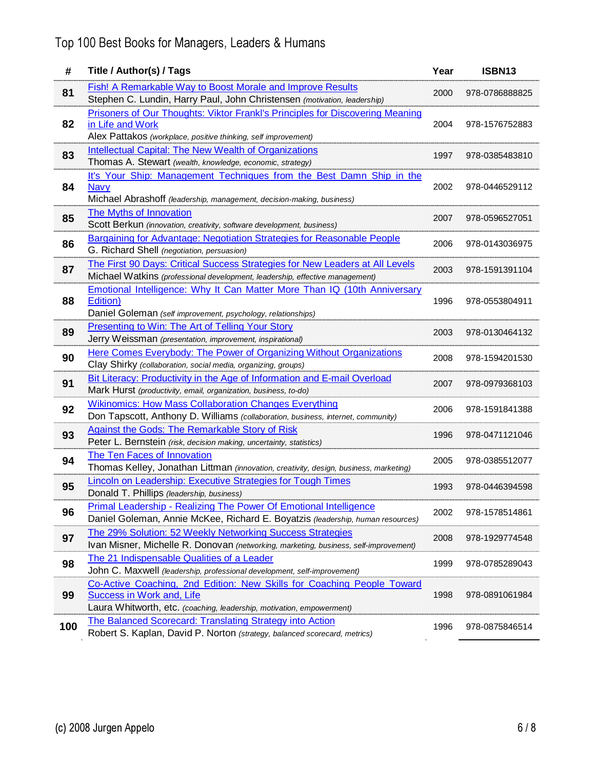# Top 100 Best Books for Managers, Leaders & Humans

| # | Title / Author(s) / Tags | Year | ISBN13 |
|---|---|---|---|
| **81** | Fish! A Remarkable Way to Boost Morale and Improve Results<br>Stephen C. Lundin, Harry Paul, John Christensen *(motivation, leadership)* | 2000 | 978-0786888825 |
| **82** | Prisoners of Our Thoughts: Viktor Frankl's Principles for Discovering Meaning in Life and Work<br>Alex Pattakos *(workplace, positive thinking, self improvement)* | 2004 | 978-1576752883 |
| **83** | Intellectual Capital: The New Wealth of Organizations<br>Thomas A. Stewart *(wealth, knowledge, economic, strategy)* | 1997 | 978-0385483810 |
| **84** | It's Your Ship: Management Techniques from the Best Damn Ship in the Navy<br>Michael Abrashoff *(leadership, management, decision-making, business)* | 2002 | 978-0446529112 |
| **85** | The Myths of Innovation<br>Scott Berkun *(innovation, creativity, software development, business)* | 2007 | 978-0596527051 |
| **86** | Bargaining for Advantage: Negotiation Strategies for Reasonable People<br>G. Richard Shell *(negotiation, persuasion)* | 2006 | 978-0143036975 |
| **87** | The First 90 Days: Critical Success Strategies for New Leaders at All Levels<br>Michael Watkins *(professional development, leadership, effective management)* | 2003 | 978-1591391104 |
| **88** | Emotional Intelligence: Why It Can Matter More Than IQ (10th Anniversary Edition)<br>Daniel Goleman *(self improvement, psychology, relationships)* | 1996 | 978-0553804911 |
| **89** | Presenting to Win: The Art of Telling Your Story<br>Jerry Weissman *(presentation, improvement, inspirational)* | 2003 | 978-0130464132 |
| **90** | Here Comes Everybody: The Power of Organizing Without Organizations<br>Clay Shirky *(collaboration, social media, organizing, groups)* | 2008 | 978-1594201530 |
| **91** | Bit Literacy: Productivity in the Age of Information and E-mail Overload<br>Mark Hurst *(productivity, email, organization, business, to-do)* | 2007 | 978-0979368103 |
| **92** | Wikinomics: How Mass Collaboration Changes Everything<br>Don Tapscott, Anthony D. Williams *(collaboration, business, internet, community)* | 2006 | 978-1591841388 |
| **93** | Against the Gods: The Remarkable Story of Risk<br>Peter L. Bernstein *(risk, decision making, uncertainty, statistics)* | 1996 | 978-0471121046 |
| **94** | The Ten Faces of Innovation<br>Thomas Kelley, Jonathan Littman *(innovation, creativity, design, business, marketing)* | 2005 | 978-0385512077 |
| **95** | Lincoln on Leadership: Executive Strategies for Tough Times<br>Donald T. Phillips *(leadership, business)* | 1993 | 978-0446394598 |
| **96** | Primal Leadership - Realizing The Power Of Emotional Intelligence<br>Daniel Goleman, Annie McKee, Richard E. Boyatzis *(leadership, human resources)* | 2002 | 978-1578514861 |
| **97** | The 29% Solution: 52 Weekly Networking Success Strategies<br>Ivan Misner, Michelle R. Donovan *(networking, marketing, business, self-improvement)* | 2008 | 978-1929774548 |
| **98** | The 21 Indispensable Qualities of a Leader<br>John C. Maxwell *(leadership, professional development, self-improvement)* | 1999 | 978-0785289043 |
| **99** | Co-Active Coaching, 2nd Edition: New Skills for Coaching People Toward Success in Work and, Life<br>Laura Whitworth, etc. *(coaching, leadership, motivation, empowerment)* | 1998 | 978-0891061984 |
| **100** | The Balanced Scorecard: Translating Strategy into Action<br>Robert S. Kaplan, David P. Norton *(strategy, balanced scorecard, metrics)* | 1996 | 978-0875846514 |

(c) 2008 Jurgen Appelo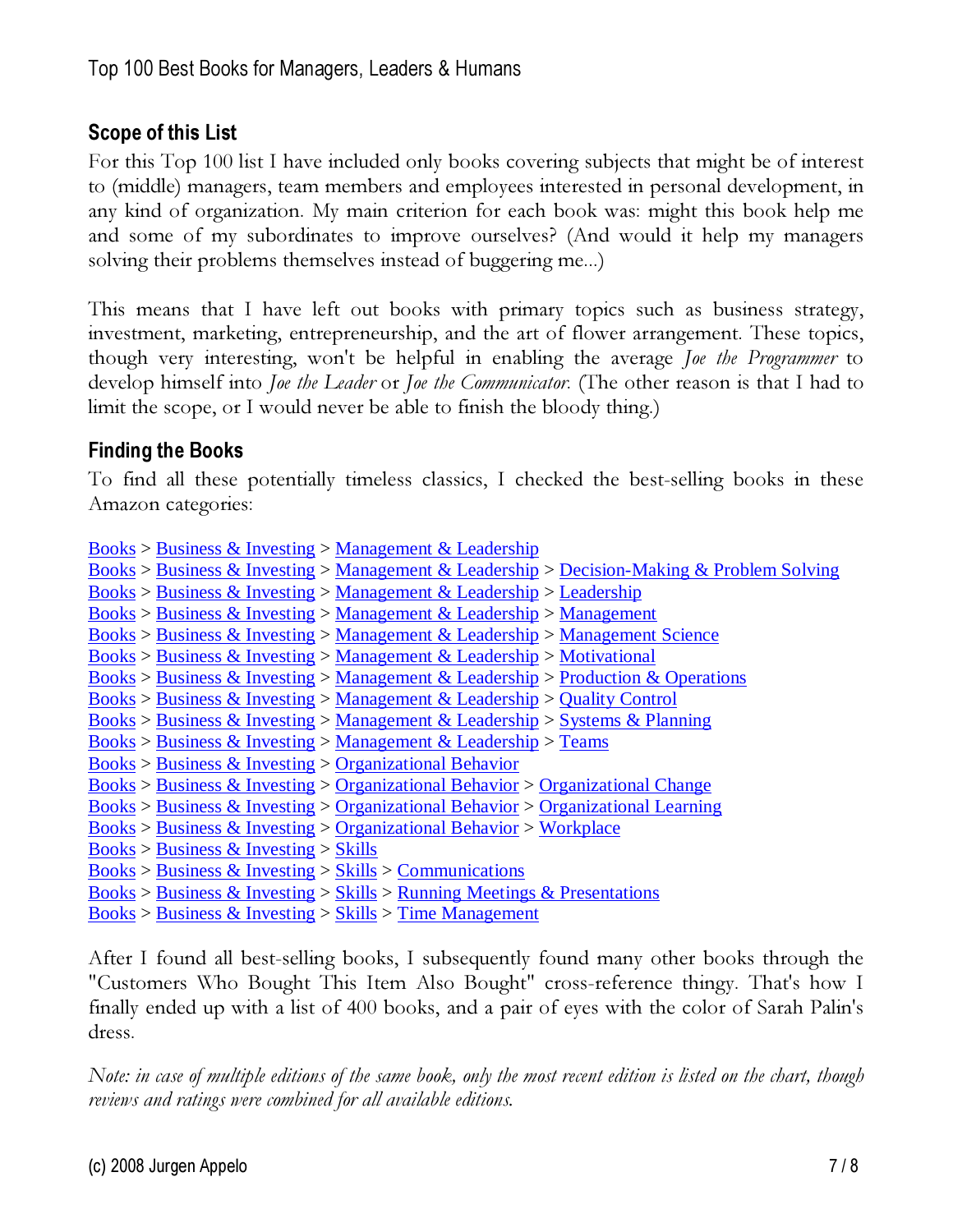## Scope of this List

For this Top 100 list I have included only books covering subjects that might be of interest to (middle) managers, team members and employees interested in personal development, in any kind of organization. My main criterion for each book was: might this book help me and some of my subordinates to improve ourselves? (And would it help my managers solving their problems themselves instead of buggering me...)

This means that I have left out books with primary topics such as business strategy, investment, marketing, entrepreneurship, and the art of flower arrangement. These topics, though very interesting, won't be helpful in enabling the average *Joe the Programmer* to develop himself into *Joe the Leader* or *Joe the Communicator*. (The other reason is that I had to limit the scope, or I would never be able to finish the bloody thing.)

## Finding the Books

To find all these potentially timeless classics, I checked the best-selling books in these Amazon categories:

Books > Business & Investing > Management & Leadership
Books > Business & Investing > Management & Leadership > Decision-Making & Problem Solving
Books > Business & Investing > Management & Leadership > Leadership
Books > Business & Investing > Management & Leadership > Management
Books > Business & Investing > Management & Leadership > Management Science
Books > Business & Investing > Management & Leadership > Motivational
Books > Business & Investing > Management & Leadership > Production & Operations
Books > Business & Investing > Management & Leadership > Quality Control
Books > Business & Investing > Management & Leadership > Systems & Planning
Books > Business & Investing > Management & Leadership > Teams
Books > Business & Investing > Organizational Behavior
Books > Business & Investing > Organizational Behavior > Organizational Change
Books > Business & Investing > Organizational Behavior > Organizational Learning
Books > Business & Investing > Organizational Behavior > Workplace
Books > Business & Investing > Skills
Books > Business & Investing > Skills > Communications
Books > Business & Investing > Skills > Running Meetings & Presentations
Books > Business & Investing > Skills > Time Management

After I found all best-selling books, I subsequently found many other books through the "Customers Who Bought This Item Also Bought" cross-reference thingy. That's how I finally ended up with a list of 400 books, and a pair of eyes with the color of Sarah Palin's dress.

*Note: in case of multiple editions of the same book, only the most recent edition is listed on the chart, though reviews and ratings were combined for all available editions.*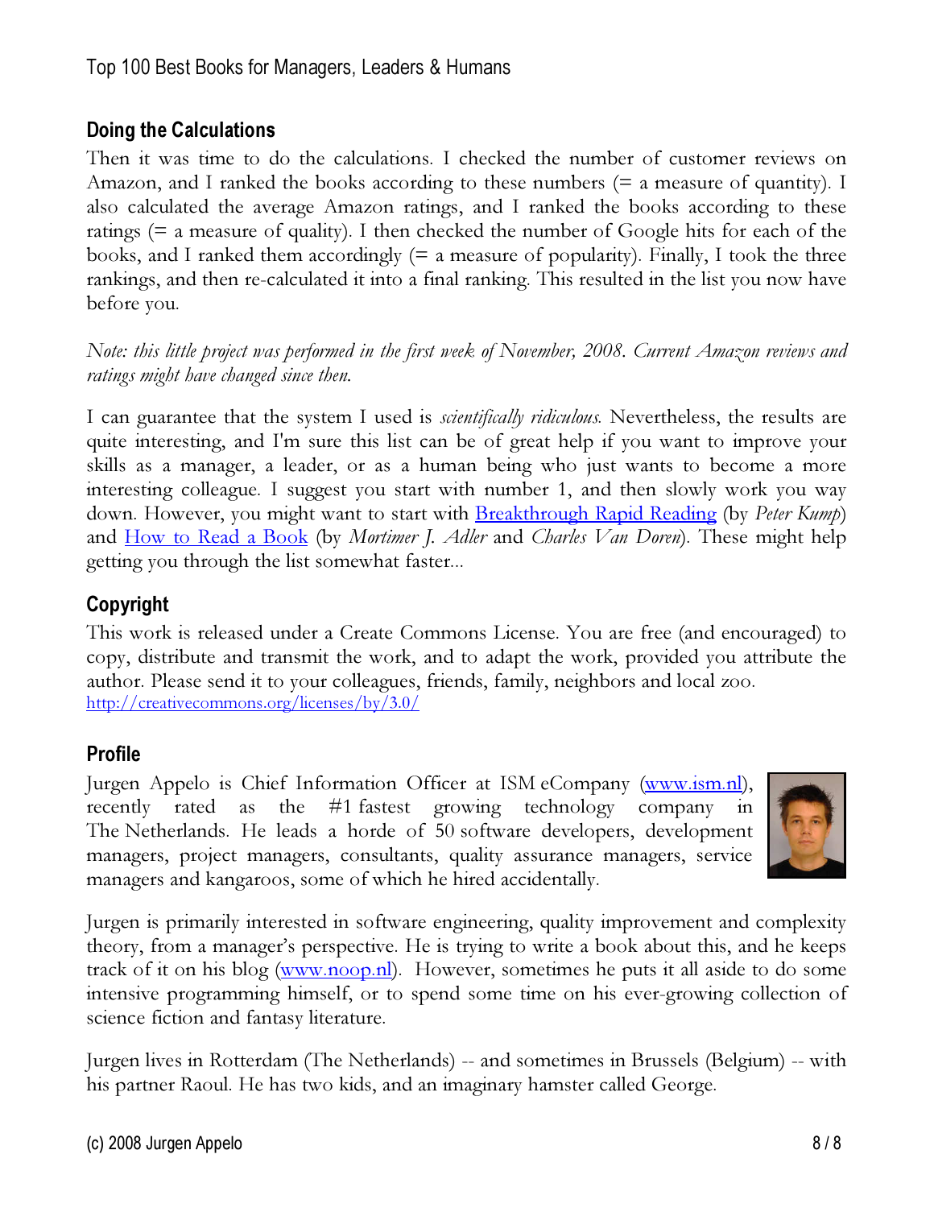## Doing the Calculations

Then it was time to do the calculations. I checked the number of customer reviews on Amazon, and I ranked the books according to these numbers (= a measure of quantity). I also calculated the average Amazon ratings, and I ranked the books according to these ratings (= a measure of quality). I then checked the number of Google hits for each of the books, and I ranked them accordingly (= a measure of popularity). Finally, I took the three rankings, and then re-calculated it into a final ranking. This resulted in the list you now have before you.

*Note: this little project was performed in the first week of November, 2008. Current Amazon reviews and ratings might have changed since then.*

I can guarantee that the system I used is *scientifically ridiculous*. Nevertheless, the results are quite interesting, and I'm sure this list can be of great help if you want to improve your skills as a manager, a leader, or as a human being who just wants to become a more interesting colleague. I suggest you start with number 1, and then slowly work you way down. However, you might want to start with Breakthrough Rapid Reading (by *Peter Kump*) and How to Read a Book (by *Mortimer J. Adler* and *Charles Van Doren*). These might help getting you through the list somewhat faster...

## Copyright

This work is released under a Create Commons License. You are free (and encouraged) to copy, distribute and transmit the work, and to adapt the work, provided you attribute the author. Please send it to your colleagues, friends, family, neighbors and local zoo.
http://creativecommons.org/licenses/by/3.0/

## Profile

Jurgen Appelo is Chief Information Officer at ISM eCompany (www.ism.nl), recently rated as the #1 fastest growing technology company in The Netherlands. He leads a horde of 50 software developers, development managers, project managers, consultants, quality assurance managers, service managers and kangaroos, some of which he hired accidentally.

Jurgen is primarily interested in software engineering, quality improvement and complexity theory, from a manager's perspective. He is trying to write a book about this, and he keeps track of it on his blog (www.noop.nl). However, sometimes he puts it all aside to do some intensive programming himself, or to spend some time on his ever-growing collection of science fiction and fantasy literature.

Jurgen lives in Rotterdam (The Netherlands) -- and sometimes in Brussels (Belgium) -- with his partner Raoul. He has two kids, and an imaginary hamster called George.